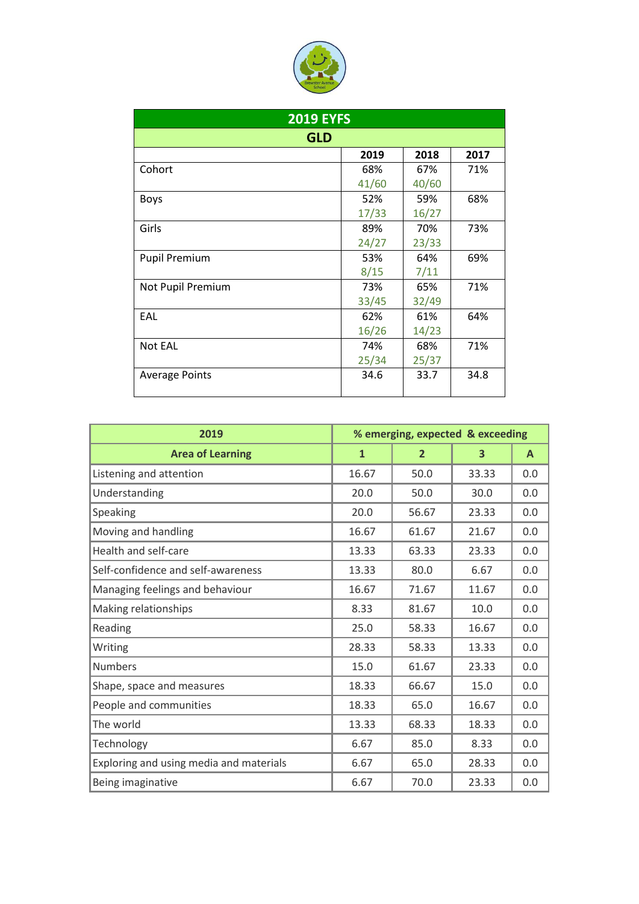| 2019 EYFS | | | |
|---|---|---|---|
| **GLD** | | | |
| | **2019** | **2018** | **2017** |
| Cohort | 68% 41/60 | 67% 40/60 | 71% |
| Boys | 52% 17/33 | 59% 16/27 | 68% |
| Girls | 89% 24/27 | 70% 23/33 | 73% |
| Pupil Premium | 53% 8/15 | 64% 7/11 | 69% |
| Not Pupil Premium | 73% 33/45 | 65% 32/49 | 71% |
| EAL | 62% 16/26 | 61% 14/23 | 64% |
| Not EAL | 74% 25/34 | 68% 25/37 | 71% |
| Average Points | 34.6 | 33.7 | 34.8 |

| 2019 | % emerging, expected & exceeding | | | |
|---|---|---|---|---|
| **Area of Learning** | **1** | **2** | **3** | **A** |
| Listening and attention | 16.67 | 50.0 | 33.33 | 0.0 |
| Understanding | 20.0 | 50.0 | 30.0 | 0.0 |
| Speaking | 20.0 | 56.67 | 23.33 | 0.0 |
| Moving and handling | 16.67 | 61.67 | 21.67 | 0.0 |
| Health and self-care | 13.33 | 63.33 | 23.33 | 0.0 |
| Self-confidence and self-awareness | 13.33 | 80.0 | 6.67 | 0.0 |
| Managing feelings and behaviour | 16.67 | 71.67 | 11.67 | 0.0 |
| Making relationships | 8.33 | 81.67 | 10.0 | 0.0 |
| Reading | 25.0 | 58.33 | 16.67 | 0.0 |
| Writing | 28.33 | 58.33 | 13.33 | 0.0 |
| Numbers | 15.0 | 61.67 | 23.33 | 0.0 |
| Shape, space and measures | 18.33 | 66.67 | 15.0 | 0.0 |
| People and communities | 18.33 | 65.0 | 16.67 | 0.0 |
| The world | 13.33 | 68.33 | 18.33 | 0.0 |
| Technology | 6.67 | 85.0 | 8.33 | 0.0 |
| Exploring and using media and materials | 6.67 | 65.0 | 28.33 | 0.0 |
| Being imaginative | 6.67 | 70.0 | 23.33 | 0.0 |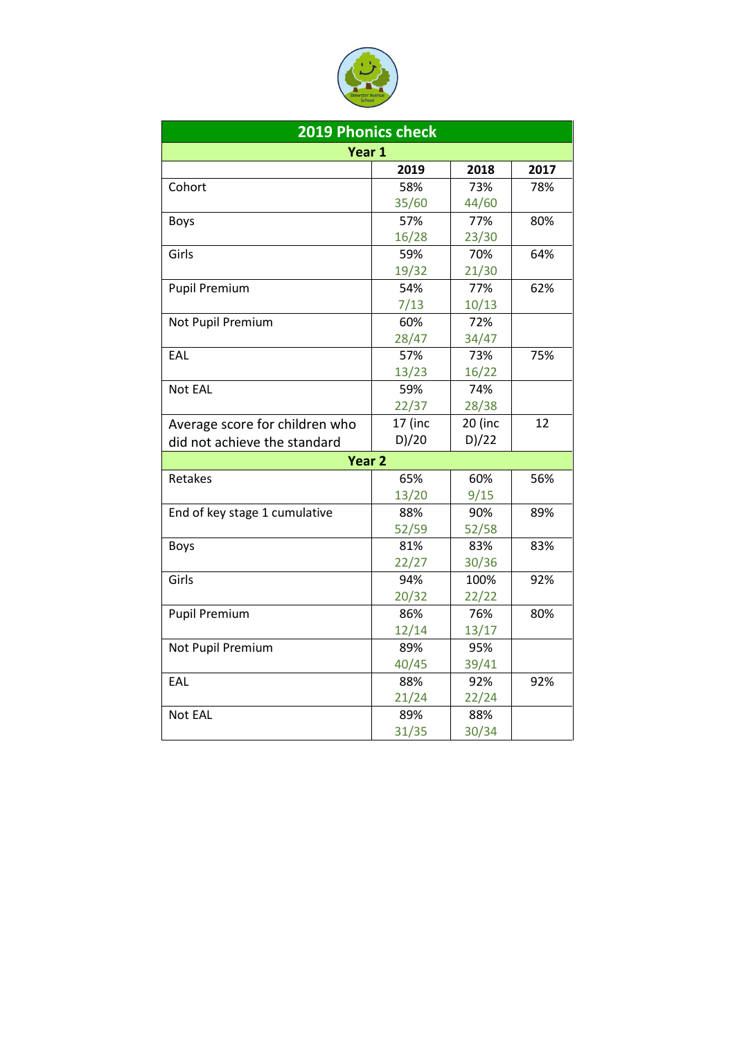| 2019 Phonics check | | | |
|---|---|---|---|
| **Year 1** | | | |
| | **2019** | **2018** | **2017** |
| Cohort | 58% 35/60 | 73% 44/60 | 78% |
| Boys | 57% 16/28 | 77% 23/30 | 80% |
| Girls | 59% 19/32 | 70% 21/30 | 64% |
| Pupil Premium | 54% 7/13 | 77% 10/13 | 62% |
| Not Pupil Premium | 60% 28/47 | 72% 34/47 | |
| EAL | 57% 13/23 | 73% 16/22 | 75% |
| Not EAL | 59% 22/37 | 74% 28/38 | |
| Average score for children who did not achieve the standard | 17 (inc D)/20 | 20 (inc D)/22 | 12 |
| **Year 2** | | | |
| Retakes | 65% 13/20 | 60% 9/15 | 56% |
| End of key stage 1 cumulative | 88% 52/59 | 90% 52/58 | 89% |
| Boys | 81% 22/27 | 83% 30/36 | 83% |
| Girls | 94% 20/32 | 100% 22/22 | 92% |
| Pupil Premium | 86% 12/14 | 76% 13/17 | 80% |
| Not Pupil Premium | 89% 40/45 | 95% 39/41 | |
| EAL | 88% 21/24 | 92% 22/24 | 92% |
| Not EAL | 89% 31/35 | 88% 30/34 | |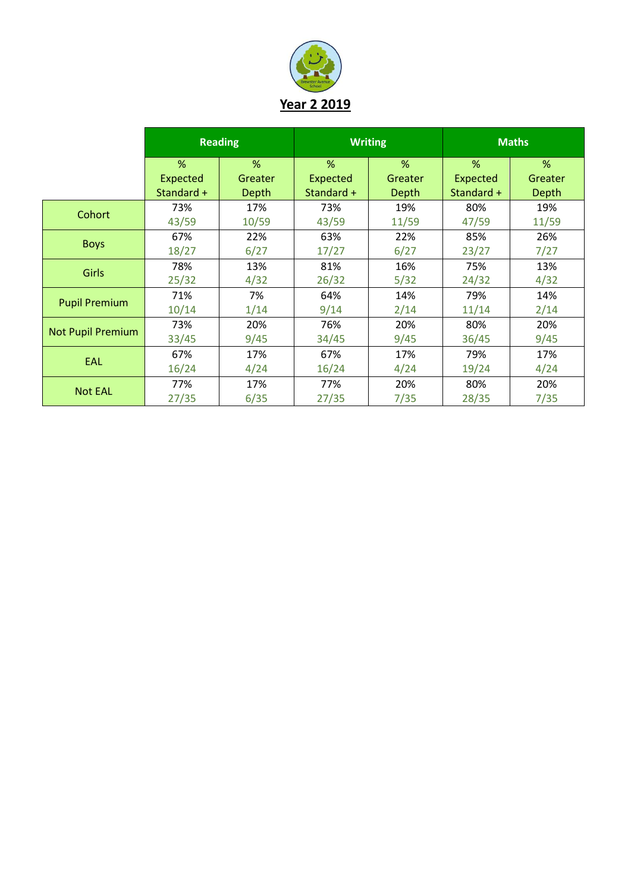## Year 2 2019

| | Reading | | Writing | | Maths | |
|---|---|---|---|---|---|---|
| | % Expected Standard + | % Greater Depth | % Expected Standard + | % Greater Depth | % Expected Standard + | % Greater Depth |
| Cohort | 73% 43/59 | 17% 10/59 | 73% 43/59 | 19% 11/59 | 80% 47/59 | 19% 11/59 |
| Boys | 67% 18/27 | 22% 6/27 | 63% 17/27 | 22% 6/27 | 85% 23/27 | 26% 7/27 |
| Girls | 78% 25/32 | 13% 4/32 | 81% 26/32 | 16% 5/32 | 75% 24/32 | 13% 4/32 |
| Pupil Premium | 71% 10/14 | 7% 1/14 | 64% 9/14 | 14% 2/14 | 79% 11/14 | 14% 2/14 |
| Not Pupil Premium | 73% 33/45 | 20% 9/45 | 76% 34/45 | 20% 9/45 | 80% 36/45 | 20% 9/45 |
| EAL | 67% 16/24 | 17% 4/24 | 67% 16/24 | 17% 4/24 | 79% 19/24 | 17% 4/24 |
| Not EAL | 77% 27/35 | 17% 6/35 | 77% 27/35 | 20% 7/35 | 80% 28/35 | 20% 7/35 |